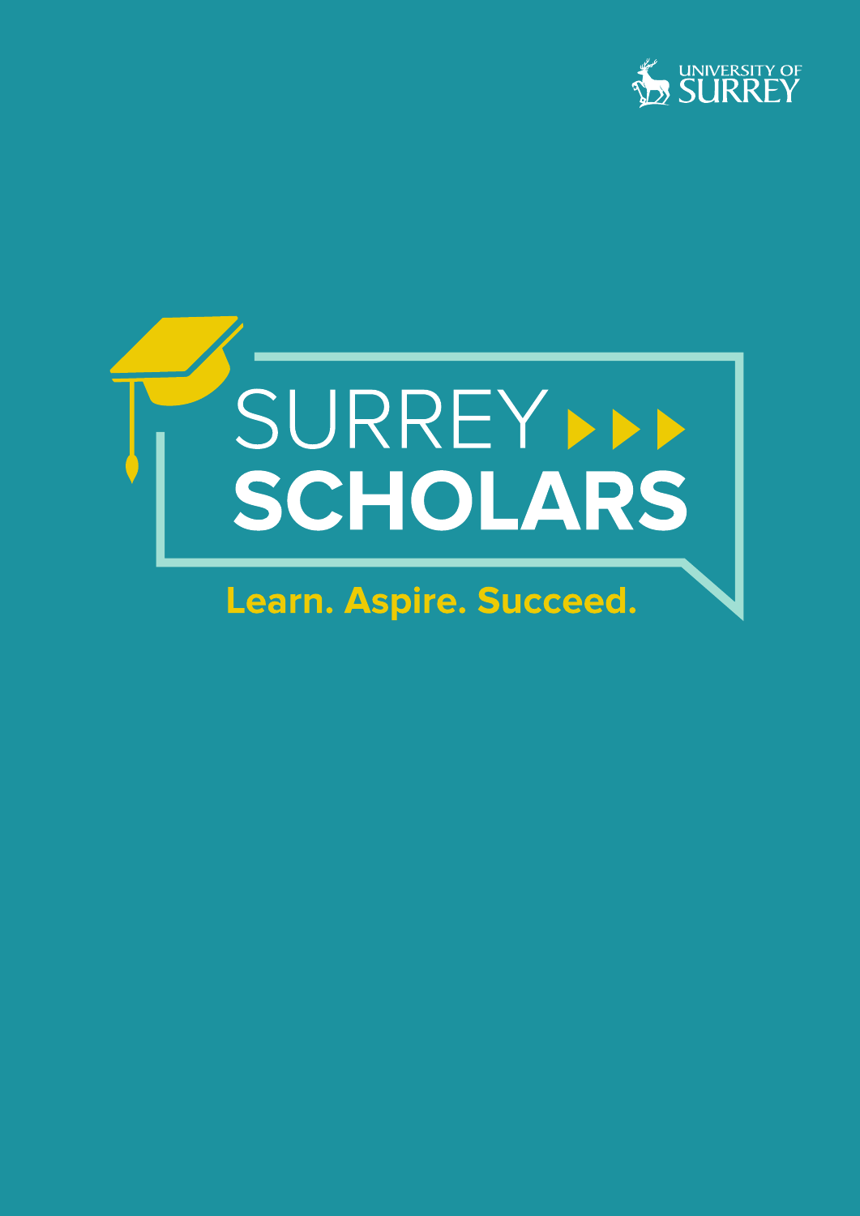UNIVERSITY OF SURREY

# SURREY SCHOLARS

**Learn. Aspire. Succeed.**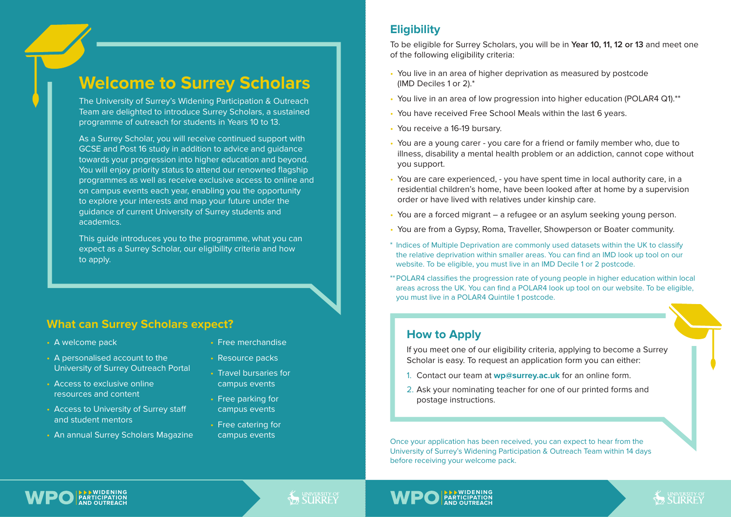# Welcome to Surrey Scholars

The University of Surrey's Widening Participation & Outreach Team are delighted to introduce Surrey Scholars, a sustained programme of outreach for students in Years 10 to 13.

As a Surrey Scholar, you will receive continued support with GCSE and Post 16 study in addition to advice and guidance towards your progression into higher education and beyond. You will enjoy priority status to attend our renowned flagship programmes as well as receive exclusive access to online and on campus events each year, enabling you the opportunity to explore your interests and map your future under the guidance of current University of Surrey students and academics.

This guide introduces you to the programme, what you can expect as a Surrey Scholar, our eligibility criteria and how to apply.

## What can Surrey Scholars expect?

- A welcome pack
- A personalised account to the University of Surrey Outreach Portal
- Access to exclusive online resources and content
- Access to University of Surrey staff and student mentors
- An annual Surrey Scholars Magazine
- Free merchandise
- Resource packs
- Travel bursaries for campus events
- Free parking for campus events
- Free catering for campus events

## Eligibility

To be eligible for Surrey Scholars, you will be in **Year 10, 11, 12 or 13** and meet one of the following eligibility criteria:

- You live in an area of higher deprivation as measured by postcode (IMD Deciles 1 or 2).*
- You live in an area of low progression into higher education (POLAR4 Q1).**
- You have received Free School Meals within the last 6 years.
- You receive a 16-19 bursary.
- You are a young carer - you care for a friend or family member who, due to illness, disability a mental health problem or an addiction, cannot cope without you support.
- You are care experienced, - you have spent time in local authority care, in a residential children's home, have been looked after at home by a supervision order or have lived with relatives under kinship care.
- You are a forced migrant – a refugee or an asylum seeking young person.
- You are from a Gypsy, Roma, Traveller, Showperson or Boater community.

\* Indices of Multiple Deprivation are commonly used datasets within the UK to classify the relative deprivation within smaller areas. You can find an IMD look up tool on our website. To be eligible, you must live in an IMD Decile 1 or 2 postcode.

** POLAR4 classifies the progression rate of young people in higher education within local areas across the UK. You can find a POLAR4 look up tool on our website. To be eligible, you must live in a POLAR4 Quintile 1 postcode.

## How to Apply

If you meet one of our eligibility criteria, applying to become a Surrey Scholar is easy. To request an application form you can either:

1. Contact our team at **wp@surrey.ac.uk** for an online form.
2. Ask your nominating teacher for one of our printed forms and postage instructions.

Once your application has been received, you can expect to hear from the University of Surrey's Widening Participation & Outreach Team within 14 days before receiving your welcome pack.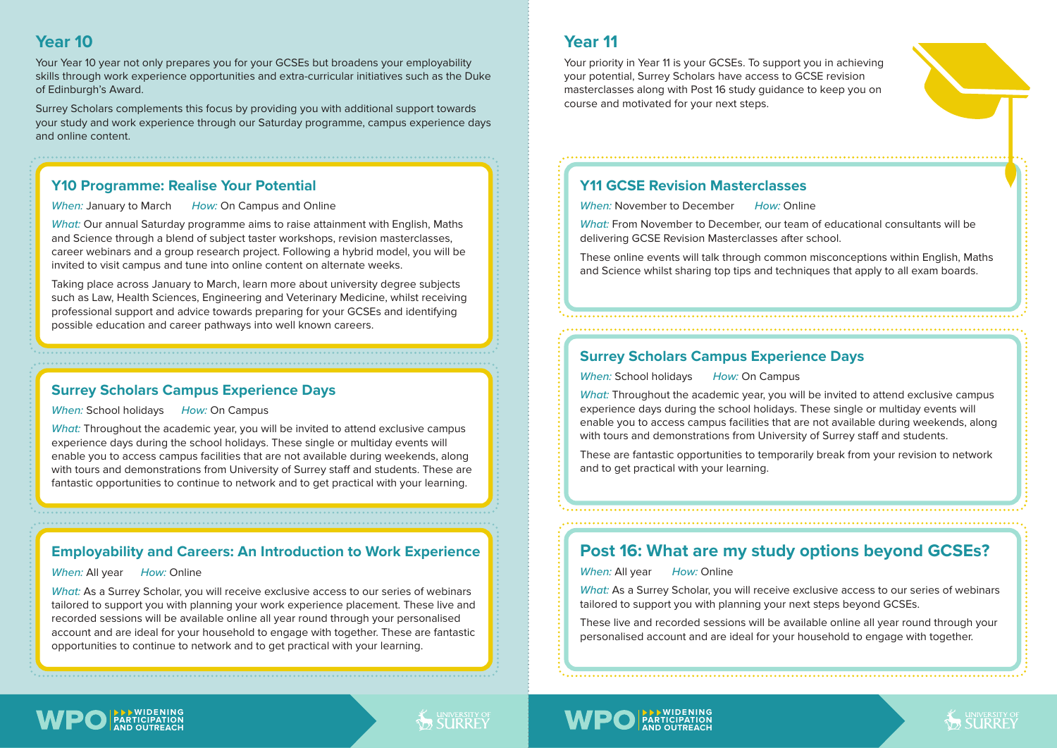## Year 10

Your Year 10 year not only prepares you for your GCSEs but broadens your employability skills through work experience opportunities and extra-curricular initiatives such as the Duke of Edinburgh's Award.

Surrey Scholars complements this focus by providing you with additional support towards your study and work experience through our Saturday programme, campus experience days and online content.

### Y10 Programme: Realise Your Potential

*When:* January to March *How:* On Campus and Online

*What:* Our annual Saturday programme aims to raise attainment with English, Maths and Science through a blend of subject taster workshops, revision masterclasses, career webinars and a group research project. Following a hybrid model, you will be invited to visit campus and tune into online content on alternate weeks.

Taking place across January to March, learn more about university degree subjects such as Law, Health Sciences, Engineering and Veterinary Medicine, whilst receiving professional support and advice towards preparing for your GCSEs and identifying possible education and career pathways into well known careers.

### Surrey Scholars Campus Experience Days

*When:* School holidays *How:* On Campus

*What:* Throughout the academic year, you will be invited to attend exclusive campus experience days during the school holidays. These single or multiday events will enable you to access campus facilities that are not available during weekends, along with tours and demonstrations from University of Surrey staff and students. These are fantastic opportunities to continue to network and to get practical with your learning.

### Employability and Careers: An Introduction to Work Experience

*When:* All year *How:* Online

*What:* As a Surrey Scholar, you will receive exclusive access to our series of webinars tailored to support you with planning your work experience placement. These live and recorded sessions will be available online all year round through your personalised account and are ideal for your household to engage with together. These are fantastic opportunities to continue to network and to get practical with your learning.

## Year 11

Your priority in Year 11 is your GCSEs. To support you in achieving your potential, Surrey Scholars have access to GCSE revision masterclasses along with Post 16 study guidance to keep you on course and motivated for your next steps.

### Y11 GCSE Revision Masterclasses

*When:* November to December *How:* Online

*What:* From November to December, our team of educational consultants will be delivering GCSE Revision Masterclasses after school.

These online events will talk through common misconceptions within English, Maths and Science whilst sharing top tips and techniques that apply to all exam boards.

### Surrey Scholars Campus Experience Days

*When:* School holidays *How:* On Campus

*What:* Throughout the academic year, you will be invited to attend exclusive campus experience days during the school holidays. These single or multiday events will enable you to access campus facilities that are not available during weekends, along with tours and demonstrations from University of Surrey staff and students.

These are fantastic opportunities to temporarily break from your revision to network and to get practical with your learning.

### Post 16: What are my study options beyond GCSEs?

*When:* All year *How:* Online

*What:* As a Surrey Scholar, you will receive exclusive access to our series of webinars tailored to support you with planning your next steps beyond GCSEs.

These live and recorded sessions will be available online all year round through your personalised account and are ideal for your household to engage with together.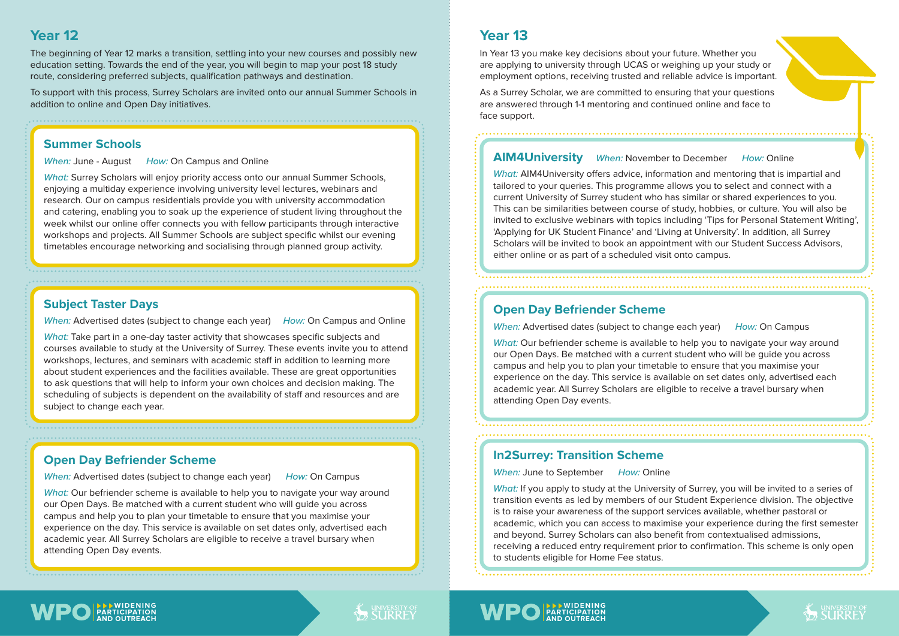## Year 12

The beginning of Year 12 marks a transition, settling into your new courses and possibly new education setting. Towards the end of the year, you will begin to map your post 18 study route, considering preferred subjects, qualification pathways and destination.

To support with this process, Surrey Scholars are invited onto our annual Summer Schools in addition to online and Open Day initiatives.

### Summer Schools

*When:* June - August *How:* On Campus and Online

*What:* Surrey Scholars will enjoy priority access onto our annual Summer Schools, enjoying a multiday experience involving university level lectures, webinars and research. Our on campus residentials provide you with university accommodation and catering, enabling you to soak up the experience of student living throughout the week whilst our online offer connects you with fellow participants through interactive workshops and projects. All Summer Schools are subject specific whilst our evening timetables encourage networking and socialising through planned group activity.

### Subject Taster Days

*When:* Advertised dates (subject to change each year) *How:* On Campus and Online

*What:* Take part in a one-day taster activity that showcases specific subjects and courses available to study at the University of Surrey. These events invite you to attend workshops, lectures, and seminars with academic staff in addition to learning more about student experiences and the facilities available. These are great opportunities to ask questions that will help to inform your own choices and decision making. The scheduling of subjects is dependent on the availability of staff and resources and are subject to change each year.

### Open Day Befriender Scheme

*When:* Advertised dates (subject to change each year) *How:* On Campus

*What:* Our befriender scheme is available to help you to navigate your way around our Open Days. Be matched with a current student who will guide you across campus and help you to plan your timetable to ensure that you maximise your experience on the day. This service is available on set dates only, advertised each academic year. All Surrey Scholars are eligible to receive a travel bursary when attending Open Day events.

## Year 13

In Year 13 you make key decisions about your future. Whether you are applying to university through UCAS or weighing up your study or employment options, receiving trusted and reliable advice is important.

As a Surrey Scholar, we are committed to ensuring that your questions are answered through 1-1 mentoring and continued online and face to face support.

### AIM4University

*When:* November to December *How:* Online

*What:* AIM4University offers advice, information and mentoring that is impartial and tailored to your queries. This programme allows you to select and connect with a current University of Surrey student who has similar or shared experiences to you. This can be similarities between course of study, hobbies, or culture. You will also be invited to exclusive webinars with topics including 'Tips for Personal Statement Writing', 'Applying for UK Student Finance' and 'Living at University'. In addition, all Surrey Scholars will be invited to book an appointment with our Student Success Advisors, either online or as part of a scheduled visit onto campus.

### Open Day Befriender Scheme

*When:* Advertised dates (subject to change each year) *How:* On Campus

*What:* Our befriender scheme is available to help you to navigate your way around our Open Days. Be matched with a current student who will be guide you across campus and help you to plan your timetable to ensure that you maximise your experience on the day. This service is available on set dates only, advertised each academic year. All Surrey Scholars are eligible to receive a travel bursary when attending Open Day events.

### In2Surrey: Transition Scheme

*When:* June to September *How:* Online

*What:* If you apply to study at the University of Surrey, you will be invited to a series of transition events as led by members of our Student Experience division. The objective is to raise your awareness of the support services available, whether pastoral or academic, which you can access to maximise your experience during the first semester and beyond. Surrey Scholars can also benefit from contextualised admissions, receiving a reduced entry requirement prior to confirmation. This scheme is only open to students eligible for Home Fee status.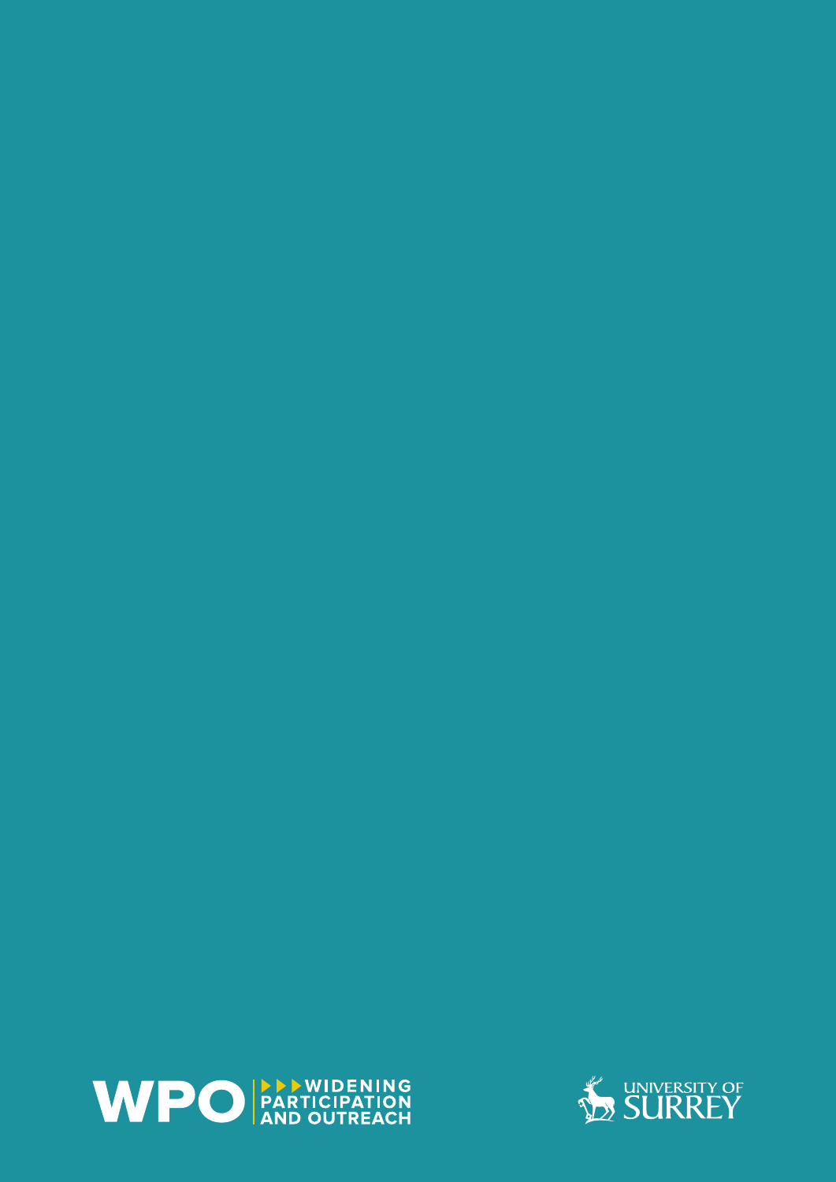WPO WIDENING PARTICIPATION AND OUTREACH

UNIVERSITY OF SURREY